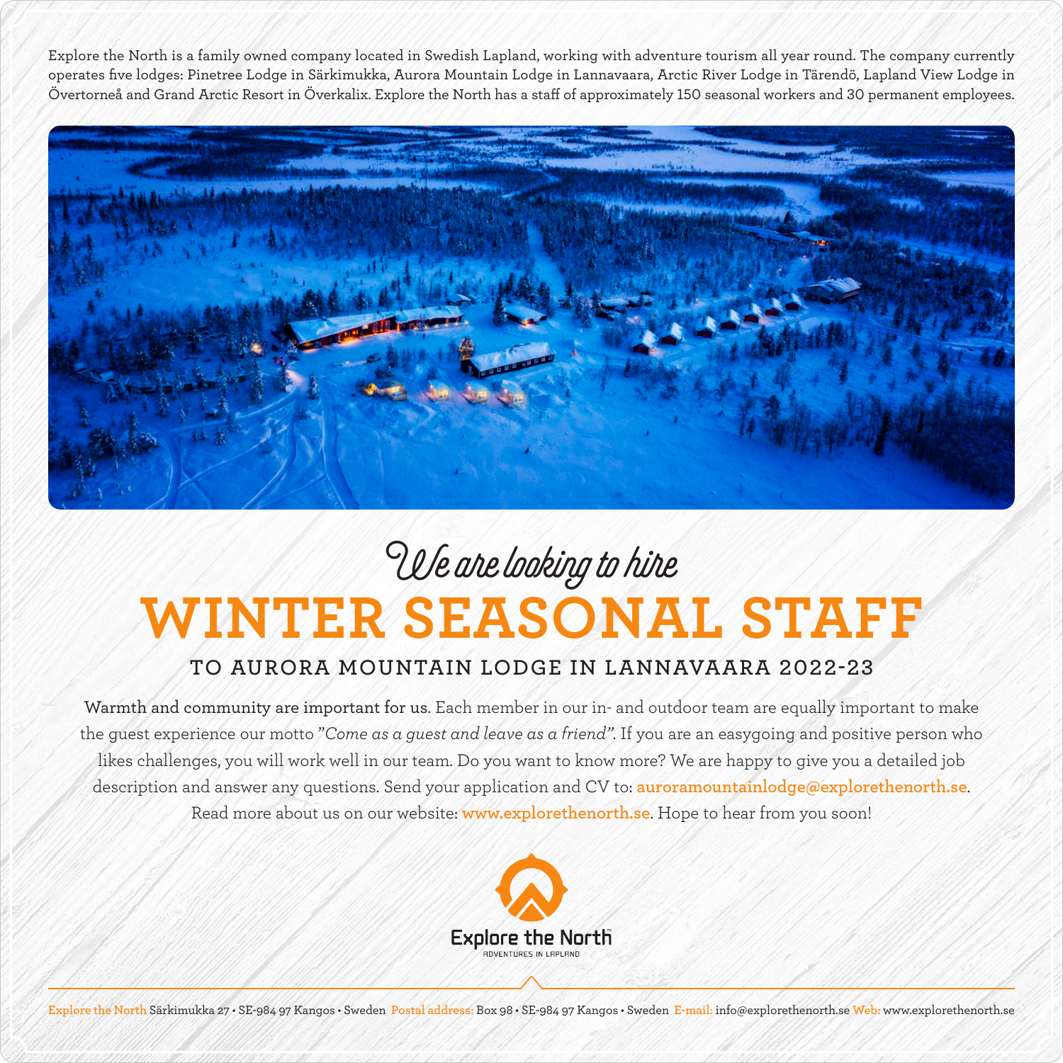Explore the North is a family owned company located in Swedish Lapland, working with adventure tourism all year round. The company currently operates five lodges: Pinetree Lodge in Särkimukka, Aurora Mountain Lodge in Lannavaara, Arctic River Lodge in Tärendö, Lapland View Lodge in Övertorneå and Grand Arctic Resort in Överkalix. Explore the North has a staff of approximately 150 seasonal workers and 30 permanent employees.

*We are looking to hire*

# WINTER SEASONAL STAFF

## TO AURORA MOUNTAIN LODGE IN LANNAVAARA 2022-23

**Warmth and community are important for us.** Each member in our in- and outdoor team are equally important to make the guest experience our motto *"Come as a guest and leave as a friend"*. If you are an easygoing and positive person who likes challenges, you will work well in our team. Do you want to know more? We are happy to give you a detailed job description and answer any questions. Send your application and CV to: **auroramountainlodge@explorethenorth.se**. Read more about us on our website: **www.explorethenorth.se**. Hope to hear from you soon!

Explore the North
ADVENTURES IN LAPLAND

Explore the North Särkimukka 27 • SE-984 97 Kangos • Sweden Postal address: Box 98 • SE-984 97 Kangos • Sweden E-mail: info@explorethenorth.se Web: www.explorethenorth.se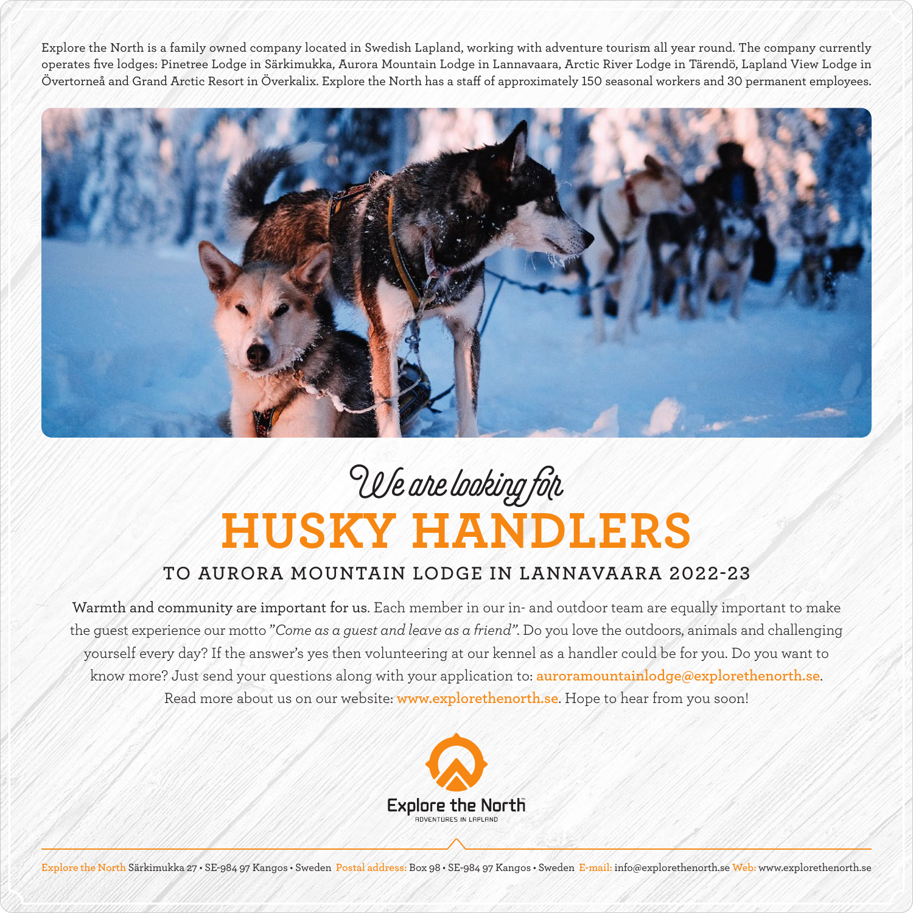Explore the North is a family owned company located in Swedish Lapland, working with adventure tourism all year round. The company currently operates five lodges: Pinetree Lodge in Särkimukka, Aurora Mountain Lodge in Lannavaara, Arctic River Lodge in Tärendö, Lapland View Lodge in Övertorneå and Grand Arctic Resort in Överkalix. Explore the North has a staff of approximately 150 seasonal workers and 30 permanent employees.

*We are looking for*

# HUSKY HANDLERS

## TO AURORA MOUNTAIN LODGE IN LANNAVAARA 2022-23

**Warmth and community are important for us.** Each member in our in- and outdoor team are equally important to make the guest experience our motto *"Come as a guest and leave as a friend"*. Do you love the outdoors, animals and challenging yourself every day? If the answer's yes then volunteering at our kennel as a handler could be for you. Do you want to know more? Just send your questions along with your application to: **auroramountainlodge@explorethenorth.se**. Read more about us on our website: **www.explorethenorth.se**. Hope to hear from you soon!

Explore the North
ADVENTURES IN LAPLAND

Explore the North Särkimukka 27 • SE-984 97 Kangos • Sweden Postal address: Box 98 • SE-984 97 Kangos • Sweden E-mail: info@explorethenorth.se Web: www.explorethenorth.se